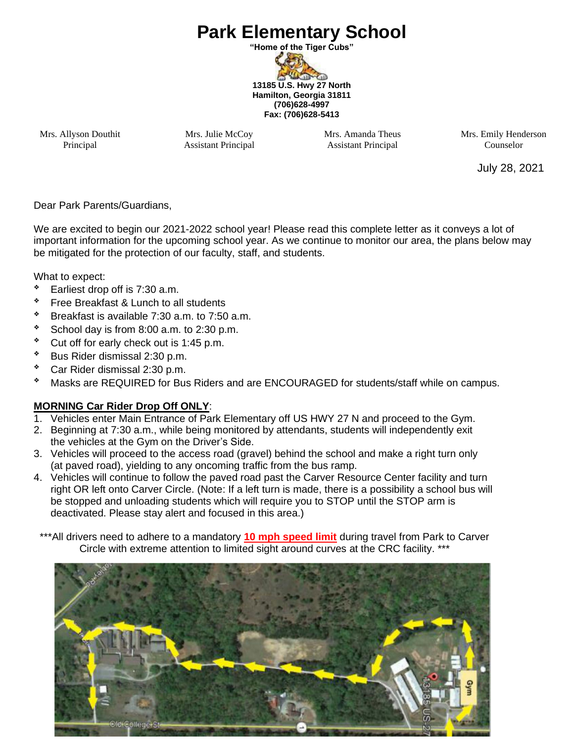# Park Elementary School

**"Home of the Tiger Cubs"**

**13185 U.S. Hwy 27 North**
**Hamilton, Georgia 31811**
**(706)628-4997**
**Fax: (706)628-5413**

Mrs. Allyson Douthit, Principal
Mrs. Julie McCoy, Assistant Principal
Mrs. Amanda Theus, Assistant Principal
Mrs. Emily Henderson, Counselor

July 28, 2021

Dear Park Parents/Guardians,

We are excited to begin our 2021-2022 school year! Please read this complete letter as it conveys a lot of important information for the upcoming school year. As we continue to monitor our area, the plans below may be mitigated for the protection of our faculty, staff, and students.

What to expect:

- Earliest drop off is 7:30 a.m.
- Free Breakfast & Lunch to all students
- Breakfast is available 7:30 a.m. to 7:50 a.m.
- School day is from 8:00 a.m. to 2:30 p.m.
- Cut off for early check out is 1:45 p.m.
- Bus Rider dismissal 2:30 p.m.
- Car Rider dismissal 2:30 p.m.
- Masks are REQUIRED for Bus Riders and are ENCOURAGED for students/staff while on campus.

**MORNING Car Rider Drop Off ONLY**:

1. Vehicles enter Main Entrance of Park Elementary off US HWY 27 N and proceed to the Gym.
2. Beginning at 7:30 a.m., while being monitored by attendants, students will independently exit the vehicles at the Gym on the Driver's Side.
3. Vehicles will proceed to the access road (gravel) behind the school and make a right turn only (at paved road), yielding to any oncoming traffic from the bus ramp.
4. Vehicles will continue to follow the paved road past the Carver Resource Center facility and turn right OR left onto Carver Circle. (Note: If a left turn is made, there is a possibility a school bus will be stopped and unloading students which will require you to STOP until the STOP arm is deactivated. Please stay alert and focused in this area.)

***All drivers need to adhere to a mandatory **10 mph speed limit** during travel from Park to Carver Circle with extreme attention to limited sight around curves at the CRC facility. ***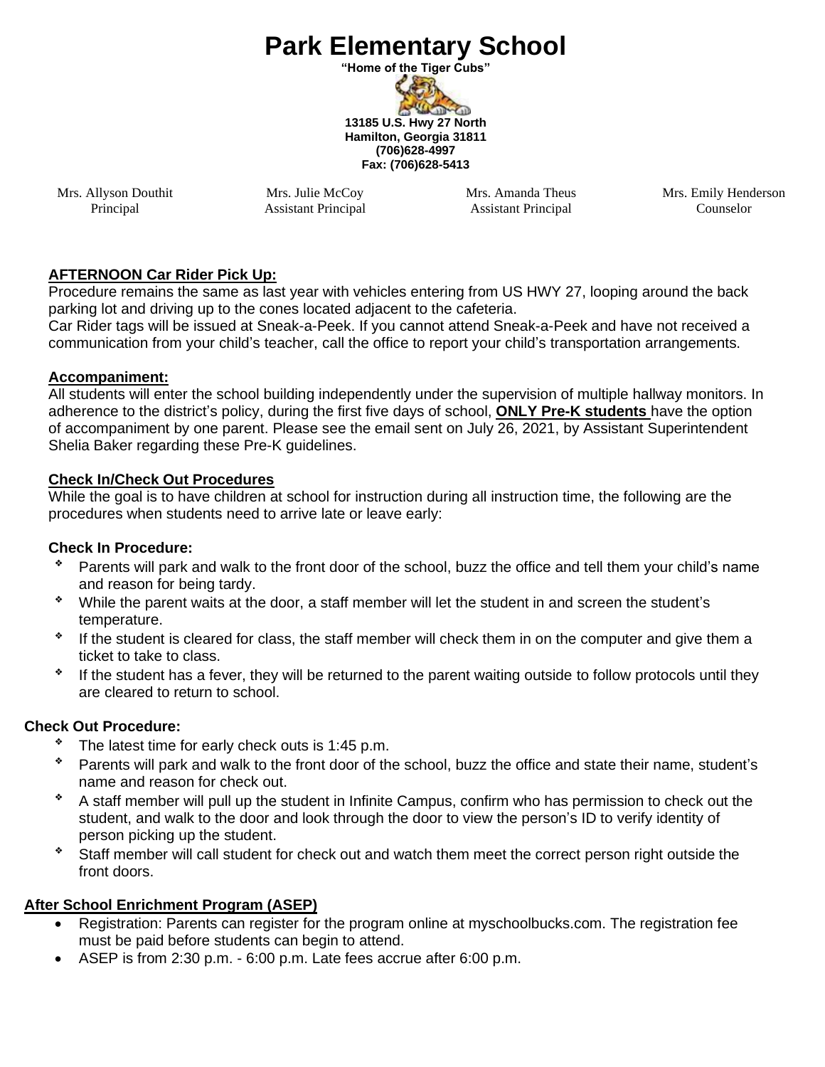# Park Elementary School

**"Home of the Tiger Cubs"**

**13185 U.S. Hwy 27 North**
**Hamilton, Georgia 31811**
**(706)628-4997**
**Fax: (706)628-5413**

Mrs. Allyson Douthit, Principal
Mrs. Julie McCoy, Assistant Principal
Mrs. Amanda Theus, Assistant Principal
Mrs. Emily Henderson, Counselor

**AFTERNOON Car Rider Pick Up:**

Procedure remains the same as last year with vehicles entering from US HWY 27, looping around the back parking lot and driving up to the cones located adjacent to the cafeteria.

Car Rider tags will be issued at Sneak-a-Peek. If you cannot attend Sneak-a-Peek and have not received a communication from your child's teacher, call the office to report your child's transportation arrangements.

**Accompaniment:**

All students will enter the school building independently under the supervision of multiple hallway monitors. In adherence to the district's policy, during the first five days of school, **ONLY Pre-K students** have the option of accompaniment by one parent. Please see the email sent on July 26, 2021, by Assistant Superintendent Shelia Baker regarding these Pre-K guidelines.

**Check In/Check Out Procedures**

While the goal is to have children at school for instruction during all instruction time, the following are the procedures when students need to arrive late or leave early:

**Check In Procedure:**

- Parents will park and walk to the front door of the school, buzz the office and tell them your child's name and reason for being tardy.
- While the parent waits at the door, a staff member will let the student in and screen the student's temperature.
- If the student is cleared for class, the staff member will check them in on the computer and give them a ticket to take to class.
- If the student has a fever, they will be returned to the parent waiting outside to follow protocols until they are cleared to return to school.

**Check Out Procedure:**

- The latest time for early check outs is 1:45 p.m.
- Parents will park and walk to the front door of the school, buzz the office and state their name, student's name and reason for check out.
- A staff member will pull up the student in Infinite Campus, confirm who has permission to check out the student, and walk to the door and look through the door to view the person's ID to verify identity of person picking up the student.
- Staff member will call student for check out and watch them meet the correct person right outside the front doors.

**After School Enrichment Program (ASEP)**

- Registration: Parents can register for the program online at myschoolbucks.com. The registration fee must be paid before students can begin to attend.
- ASEP is from 2:30 p.m. - 6:00 p.m. Late fees accrue after 6:00 p.m.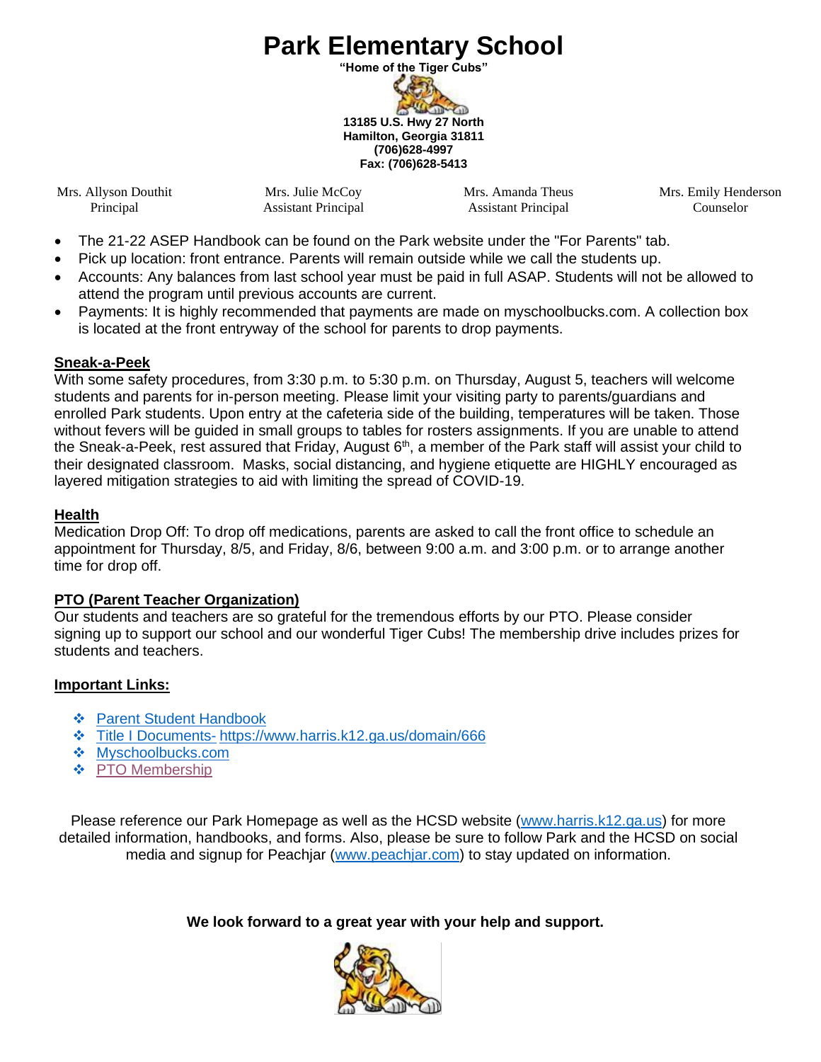# Park Elementary School

**"Home of the Tiger Cubs"**

**13185 U.S. Hwy 27 North**
**Hamilton, Georgia 31811**
**(706)628-4997**
**Fax: (706)628-5413**

| Mrs. Allyson Douthit | Mrs. Julie McCoy | Mrs. Amanda Theus | Mrs. Emily Henderson |
|---|---|---|---|
| Principal | Assistant Principal | Assistant Principal | Counselor |

- The 21-22 ASEP Handbook can be found on the Park website under the "For Parents" tab.
- Pick up location: front entrance. Parents will remain outside while we call the students up.
- Accounts: Any balances from last school year must be paid in full ASAP. Students will not be allowed to attend the program until previous accounts are current.
- Payments: It is highly recommended that payments are made on myschoolbucks.com. A collection box is located at the front entryway of the school for parents to drop payments.

## Sneak-a-Peek

With some safety procedures, from 3:30 p.m. to 5:30 p.m. on Thursday, August 5, teachers will welcome students and parents for in-person meeting. Please limit your visiting party to parents/guardians and enrolled Park students. Upon entry at the cafeteria side of the building, temperatures will be taken. Those without fevers will be guided in small groups to tables for rosters assignments. If you are unable to attend the Sneak-a-Peek, rest assured that Friday, August 6th, a member of the Park staff will assist your child to their designated classroom. Masks, social distancing, and hygiene etiquette are HIGHLY encouraged as layered mitigation strategies to aid with limiting the spread of COVID-19.

## Health

Medication Drop Off: To drop off medications, parents are asked to call the front office to schedule an appointment for Thursday, 8/5, and Friday, 8/6, between 9:00 a.m. and 3:00 p.m. or to arrange another time for drop off.

## PTO (Parent Teacher Organization)

Our students and teachers are so grateful for the tremendous efforts by our PTO. Please consider signing up to support our school and our wonderful Tiger Cubs! The membership drive includes prizes for students and teachers.

## Important Links:

- Parent Student Handbook
- Title I Documents- https://www.harris.k12.ga.us/domain/666
- Myschoolbucks.com
- PTO Membership

Please reference our Park Homepage as well as the HCSD website (www.harris.k12.ga.us) for more detailed information, handbooks, and forms. Also, please be sure to follow Park and the HCSD on social media and signup for Peachjar (www.peachjar.com) to stay updated on information.

**We look forward to a great year with your help and support.**